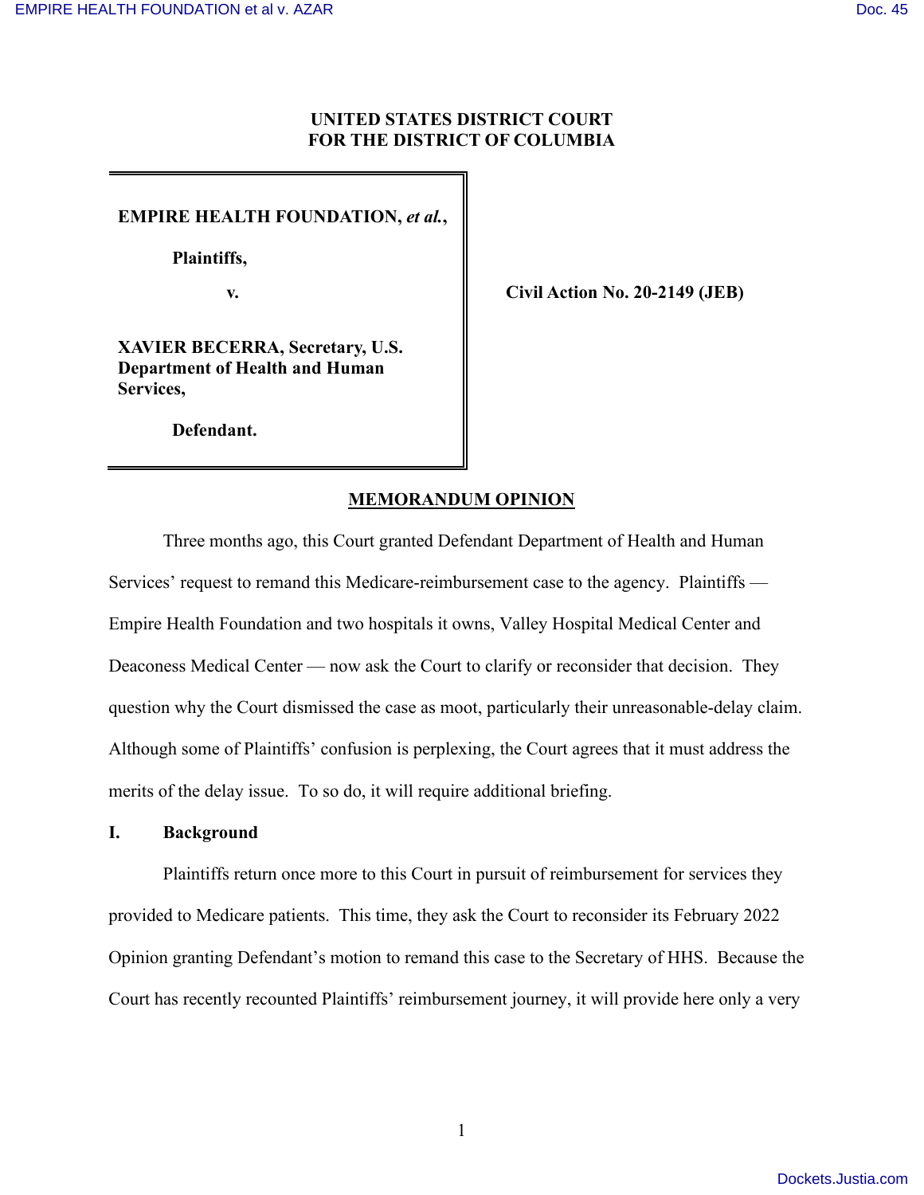**UNITED STATES DISTRICT COURT**
**FOR THE DISTRICT OF COLUMBIA**

**EMPIRE HEALTH FOUNDATION, *et al.*,**

**Plaintiffs,**

**v.**

**XAVIER BECERRA, Secretary, U.S. Department of Health and Human Services,**

**Defendant.**

**Civil Action No. 20-2149 (JEB)**

## MEMORANDUM OPINION

Three months ago, this Court granted Defendant Department of Health and Human Services' request to remand this Medicare-reimbursement case to the agency. Plaintiffs — Empire Health Foundation and two hospitals it owns, Valley Hospital Medical Center and Deaconess Medical Center — now ask the Court to clarify or reconsider that decision. They question why the Court dismissed the case as moot, particularly their unreasonable-delay claim. Although some of Plaintiffs' confusion is perplexing, the Court agrees that it must address the merits of the delay issue. To so do, it will require additional briefing.

### I. Background

Plaintiffs return once more to this Court in pursuit of reimbursement for services they provided to Medicare patients. This time, they ask the Court to reconsider its February 2022 Opinion granting Defendant's motion to remand this case to the Secretary of HHS. Because the Court has recently recounted Plaintiffs' reimbursement journey, it will provide here only a very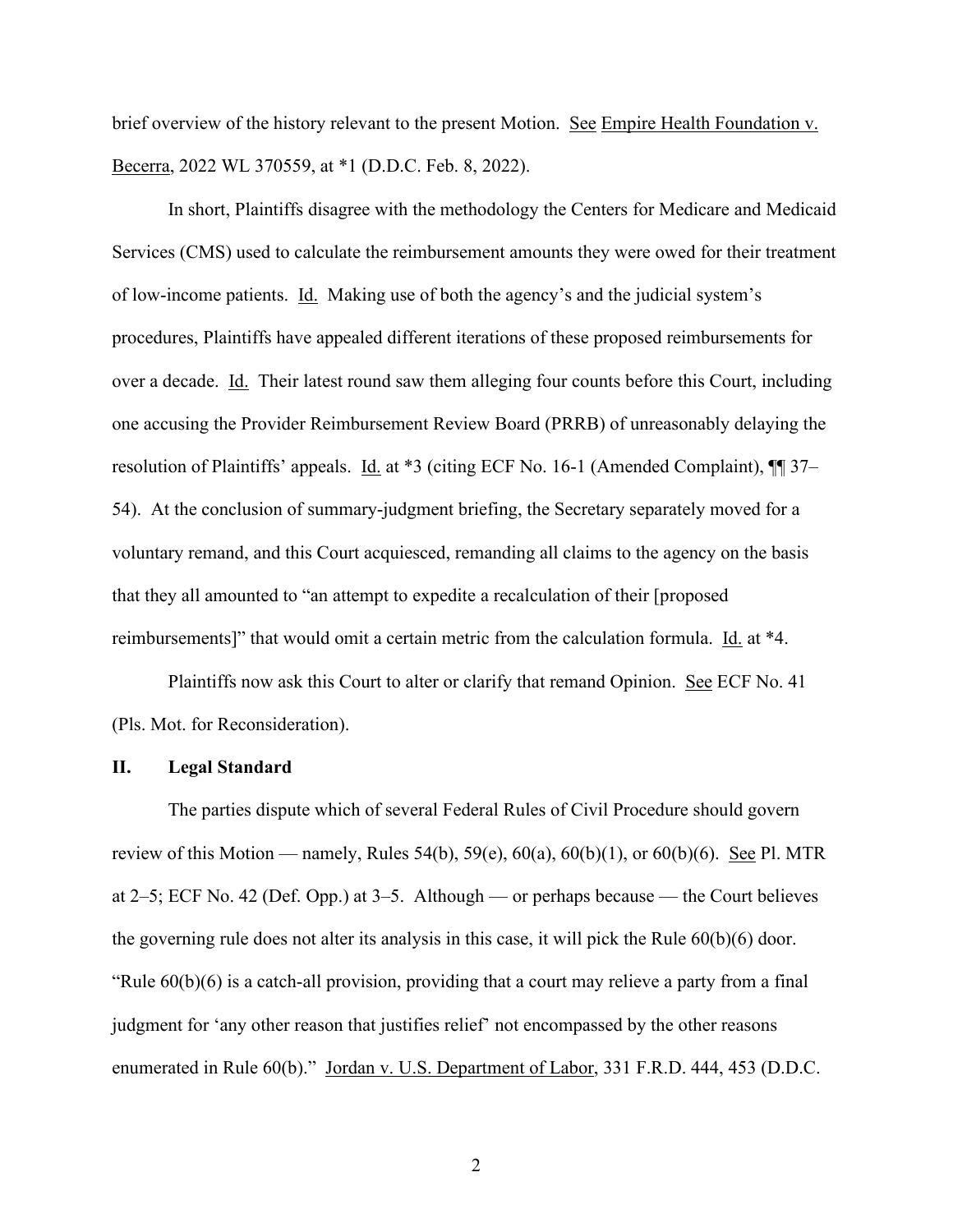brief overview of the history relevant to the present Motion. See Empire Health Foundation v. Becerra, 2022 WL 370559, at *1 (D.D.C. Feb. 8, 2022).

In short, Plaintiffs disagree with the methodology the Centers for Medicare and Medicaid Services (CMS) used to calculate the reimbursement amounts they were owed for their treatment of low-income patients. Id. Making use of both the agency's and the judicial system's procedures, Plaintiffs have appealed different iterations of these proposed reimbursements for over a decade. Id. Their latest round saw them alleging four counts before this Court, including one accusing the Provider Reimbursement Review Board (PRRB) of unreasonably delaying the resolution of Plaintiffs' appeals. Id. at *3 (citing ECF No. 16-1 (Amended Complaint), ¶¶ 37–54). At the conclusion of summary-judgment briefing, the Secretary separately moved for a voluntary remand, and this Court acquiesced, remanding all claims to the agency on the basis that they all amounted to "an attempt to expedite a recalculation of their [proposed reimbursements]" that would omit a certain metric from the calculation formula. Id. at *4.

Plaintiffs now ask this Court to alter or clarify that remand Opinion. See ECF No. 41 (Pls. Mot. for Reconsideration).

## II. Legal Standard

The parties dispute which of several Federal Rules of Civil Procedure should govern review of this Motion — namely, Rules 54(b), 59(e), 60(a), 60(b)(1), or 60(b)(6). See Pl. MTR at 2–5; ECF No. 42 (Def. Opp.) at 3–5. Although — or perhaps because — the Court believes the governing rule does not alter its analysis in this case, it will pick the Rule 60(b)(6) door. "Rule 60(b)(6) is a catch-all provision, providing that a court may relieve a party from a final judgment for 'any other reason that justifies relief' not encompassed by the other reasons enumerated in Rule 60(b)." Jordan v. U.S. Department of Labor, 331 F.R.D. 444, 453 (D.D.C.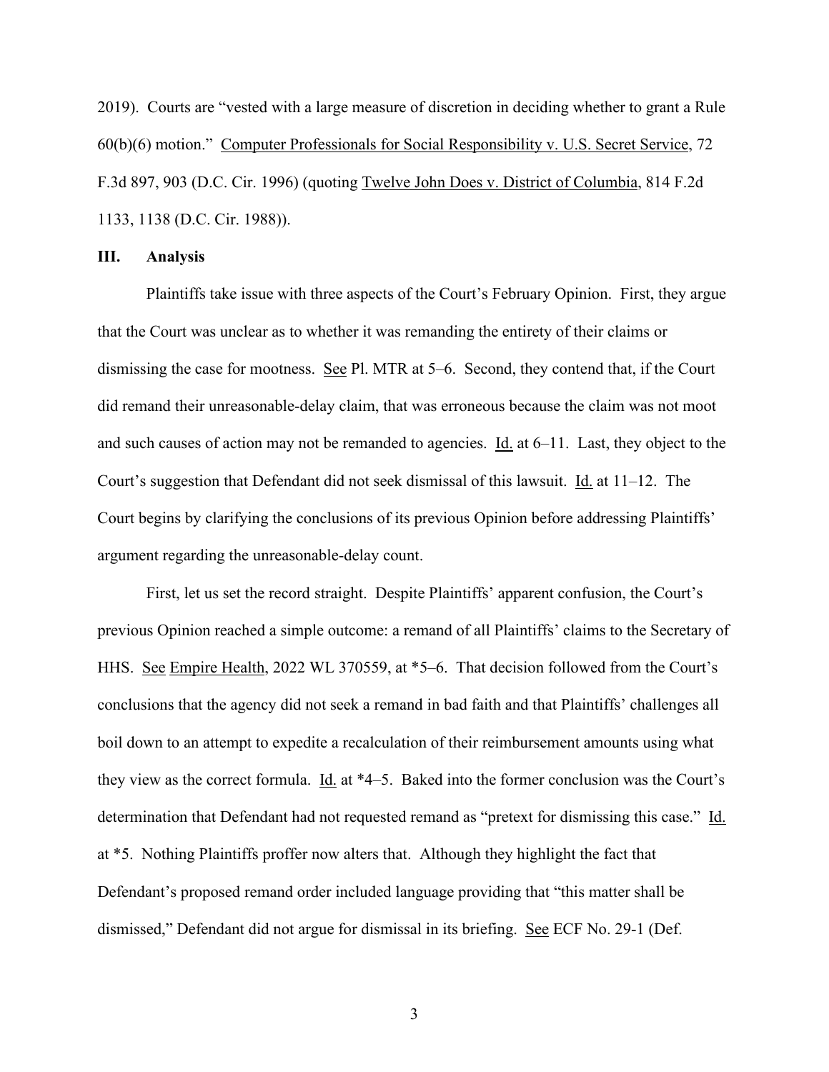2019). Courts are "vested with a large measure of discretion in deciding whether to grant a Rule 60(b)(6) motion." Computer Professionals for Social Responsibility v. U.S. Secret Service, 72 F.3d 897, 903 (D.C. Cir. 1996) (quoting Twelve John Does v. District of Columbia, 814 F.2d 1133, 1138 (D.C. Cir. 1988)).

## III. Analysis

Plaintiffs take issue with three aspects of the Court's February Opinion. First, they argue that the Court was unclear as to whether it was remanding the entirety of their claims or dismissing the case for mootness. See Pl. MTR at 5–6. Second, they contend that, if the Court did remand their unreasonable-delay claim, that was erroneous because the claim was not moot and such causes of action may not be remanded to agencies. Id. at 6–11. Last, they object to the Court's suggestion that Defendant did not seek dismissal of this lawsuit. Id. at 11–12. The Court begins by clarifying the conclusions of its previous Opinion before addressing Plaintiffs' argument regarding the unreasonable-delay count.

First, let us set the record straight. Despite Plaintiffs' apparent confusion, the Court's previous Opinion reached a simple outcome: a remand of all Plaintiffs' claims to the Secretary of HHS. See Empire Health, 2022 WL 370559, at *5–6. That decision followed from the Court's conclusions that the agency did not seek a remand in bad faith and that Plaintiffs' challenges all boil down to an attempt to expedite a recalculation of their reimbursement amounts using what they view as the correct formula. Id. at *4–5. Baked into the former conclusion was the Court's determination that Defendant had not requested remand as "pretext for dismissing this case." Id. at *5. Nothing Plaintiffs proffer now alters that. Although they highlight the fact that Defendant's proposed remand order included language providing that "this matter shall be dismissed," Defendant did not argue for dismissal in its briefing. See ECF No. 29-1 (Def.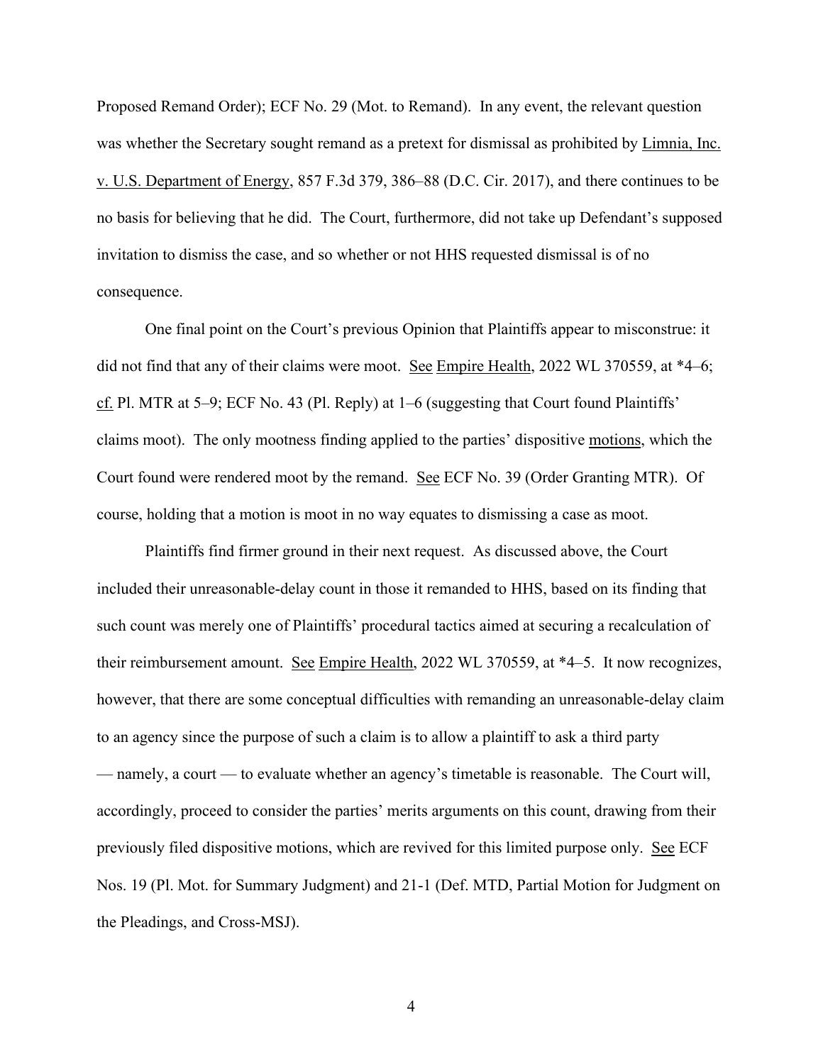Proposed Remand Order); ECF No. 29 (Mot. to Remand). In any event, the relevant question was whether the Secretary sought remand as a pretext for dismissal as prohibited by Limnia, Inc. v. U.S. Department of Energy, 857 F.3d 379, 386–88 (D.C. Cir. 2017), and there continues to be no basis for believing that he did. The Court, furthermore, did not take up Defendant's supposed invitation to dismiss the case, and so whether or not HHS requested dismissal is of no consequence.

One final point on the Court's previous Opinion that Plaintiffs appear to misconstrue: it did not find that any of their claims were moot. See Empire Health, 2022 WL 370559, at *4–6; cf. Pl. MTR at 5–9; ECF No. 43 (Pl. Reply) at 1–6 (suggesting that Court found Plaintiffs' claims moot). The only mootness finding applied to the parties' dispositive motions, which the Court found were rendered moot by the remand. See ECF No. 39 (Order Granting MTR). Of course, holding that a motion is moot in no way equates to dismissing a case as moot.

Plaintiffs find firmer ground in their next request. As discussed above, the Court included their unreasonable-delay count in those it remanded to HHS, based on its finding that such count was merely one of Plaintiffs' procedural tactics aimed at securing a recalculation of their reimbursement amount. See Empire Health, 2022 WL 370559, at *4–5. It now recognizes, however, that there are some conceptual difficulties with remanding an unreasonable-delay claim to an agency since the purpose of such a claim is to allow a plaintiff to ask a third party — namely, a court — to evaluate whether an agency's timetable is reasonable. The Court will, accordingly, proceed to consider the parties' merits arguments on this count, drawing from their previously filed dispositive motions, which are revived for this limited purpose only. See ECF Nos. 19 (Pl. Mot. for Summary Judgment) and 21-1 (Def. MTD, Partial Motion for Judgment on the Pleadings, and Cross-MSJ).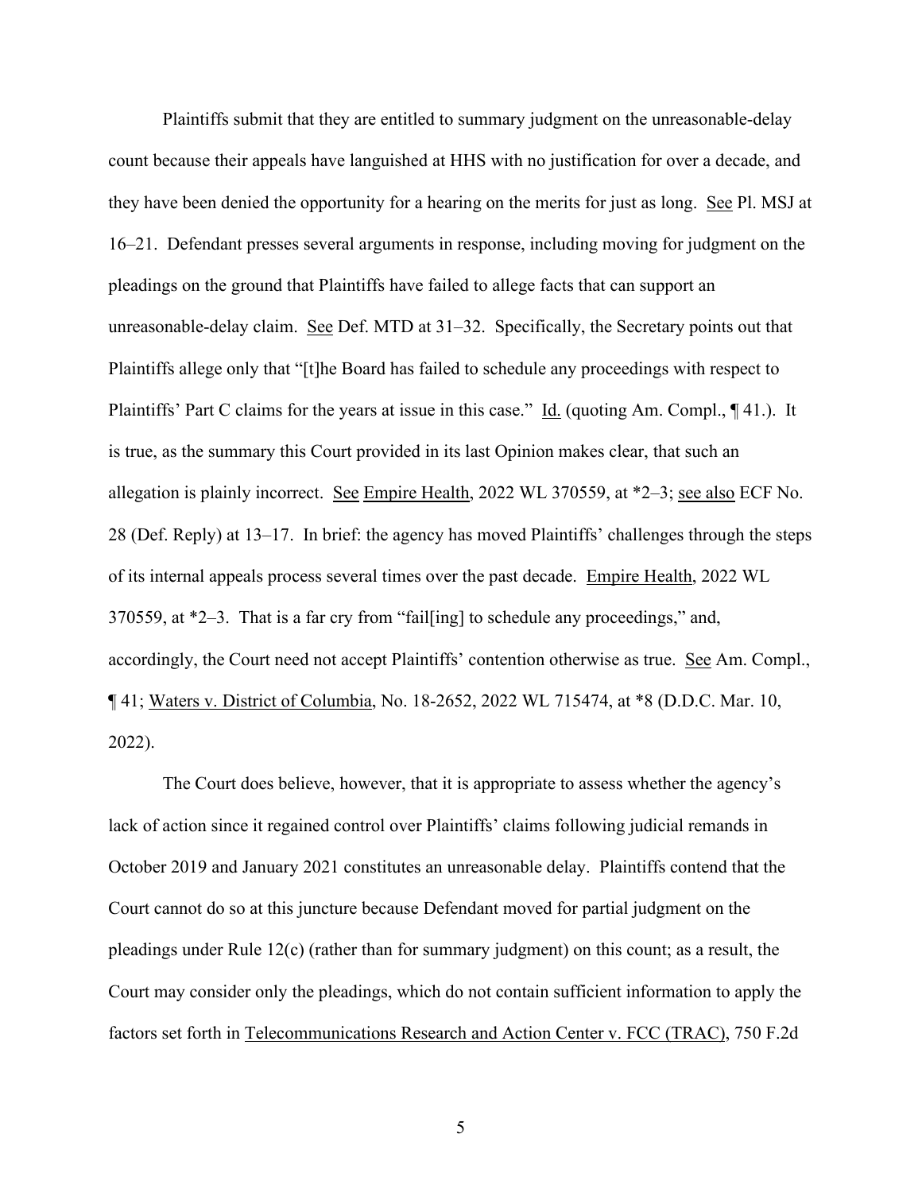Plaintiffs submit that they are entitled to summary judgment on the unreasonable-delay count because their appeals have languished at HHS with no justification for over a decade, and they have been denied the opportunity for a hearing on the merits for just as long. See Pl. MSJ at 16–21. Defendant presses several arguments in response, including moving for judgment on the pleadings on the ground that Plaintiffs have failed to allege facts that can support an unreasonable-delay claim. See Def. MTD at 31–32. Specifically, the Secretary points out that Plaintiffs allege only that "[t]he Board has failed to schedule any proceedings with respect to Plaintiffs' Part C claims for the years at issue in this case." Id. (quoting Am. Compl., ¶ 41.). It is true, as the summary this Court provided in its last Opinion makes clear, that such an allegation is plainly incorrect. See Empire Health, 2022 WL 370559, at *2–3; see also ECF No. 28 (Def. Reply) at 13–17. In brief: the agency has moved Plaintiffs' challenges through the steps of its internal appeals process several times over the past decade. Empire Health, 2022 WL 370559, at *2–3. That is a far cry from "fail[ing] to schedule any proceedings," and, accordingly, the Court need not accept Plaintiffs' contention otherwise as true. See Am. Compl., ¶ 41; Waters v. District of Columbia, No. 18-2652, 2022 WL 715474, at *8 (D.D.C. Mar. 10, 2022).

The Court does believe, however, that it is appropriate to assess whether the agency's lack of action since it regained control over Plaintiffs' claims following judicial remands in October 2019 and January 2021 constitutes an unreasonable delay. Plaintiffs contend that the Court cannot do so at this juncture because Defendant moved for partial judgment on the pleadings under Rule 12(c) (rather than for summary judgment) on this count; as a result, the Court may consider only the pleadings, which do not contain sufficient information to apply the factors set forth in Telecommunications Research and Action Center v. FCC (TRAC), 750 F.2d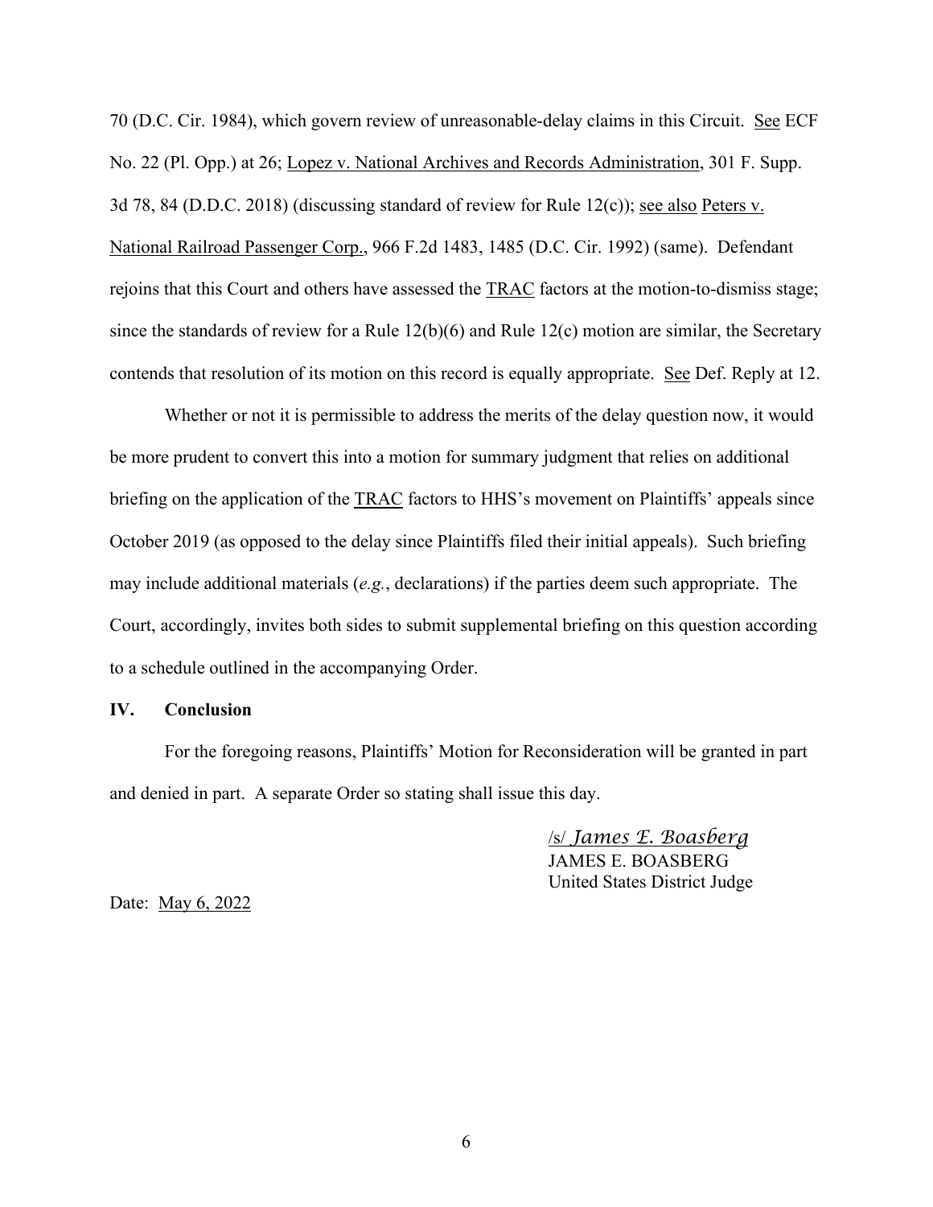70 (D.C. Cir. 1984), which govern review of unreasonable-delay claims in this Circuit. See ECF No. 22 (Pl. Opp.) at 26; Lopez v. National Archives and Records Administration, 301 F. Supp. 3d 78, 84 (D.D.C. 2018) (discussing standard of review for Rule 12(c)); see also Peters v. National Railroad Passenger Corp., 966 F.2d 1483, 1485 (D.C. Cir. 1992) (same). Defendant rejoins that this Court and others have assessed the TRAC factors at the motion-to-dismiss stage; since the standards of review for a Rule 12(b)(6) and Rule 12(c) motion are similar, the Secretary contends that resolution of its motion on this record is equally appropriate. See Def. Reply at 12.

Whether or not it is permissible to address the merits of the delay question now, it would be more prudent to convert this into a motion for summary judgment that relies on additional briefing on the application of the TRAC factors to HHS's movement on Plaintiffs' appeals since October 2019 (as opposed to the delay since Plaintiffs filed their initial appeals). Such briefing may include additional materials (*e.g.*, declarations) if the parties deem such appropriate. The Court, accordingly, invites both sides to submit supplemental briefing on this question according to a schedule outlined in the accompanying Order.

## IV. Conclusion

For the foregoing reasons, Plaintiffs' Motion for Reconsideration will be granted in part and denied in part. A separate Order so stating shall issue this day.

/s/ *James E. Boasberg*
JAMES E. BOASBERG
United States District Judge

Date: May 6, 2022